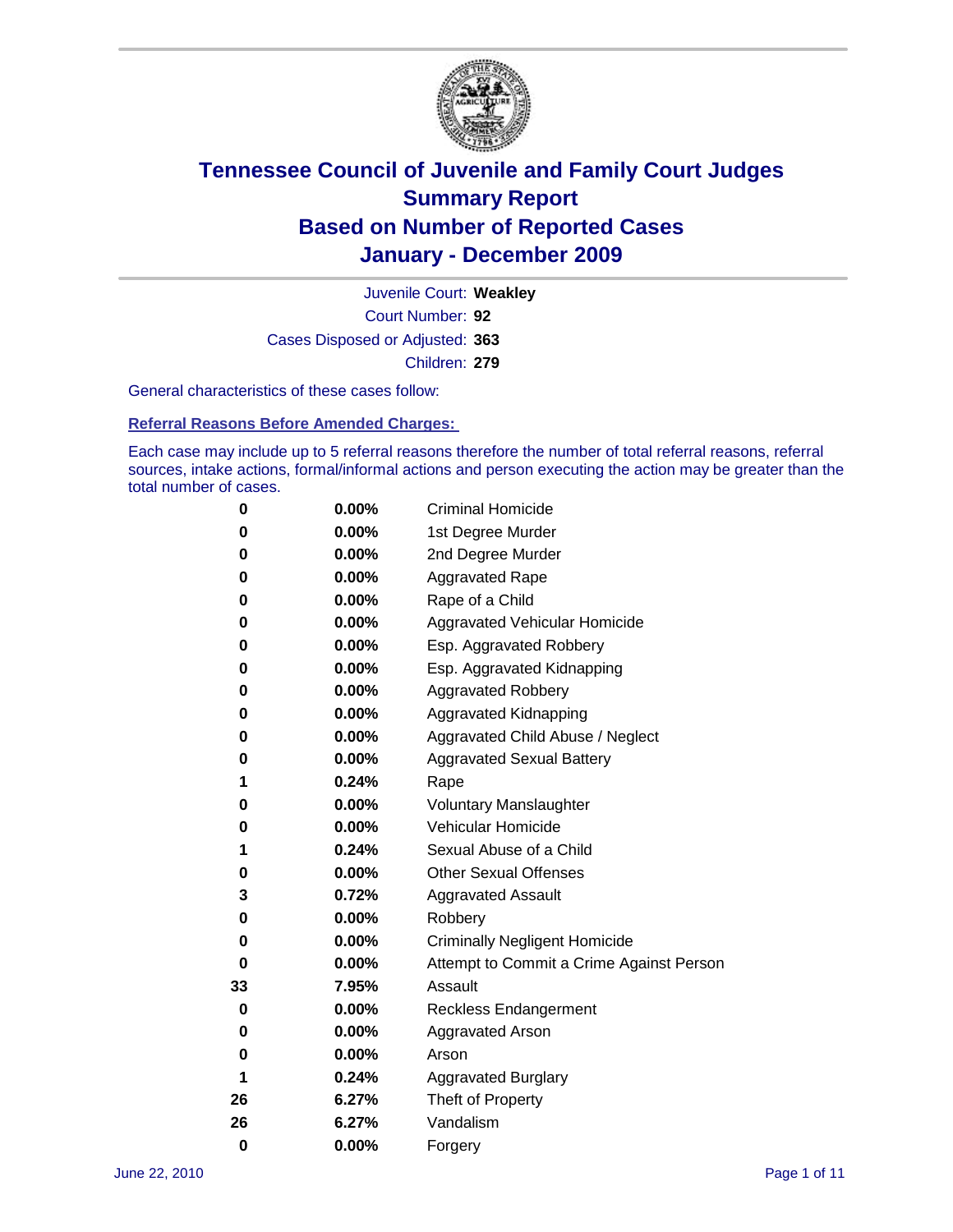# Tennessee Council of Juvenile and Family Court Judges
## Summary Report
## Based on Number of Reported Cases
## January - December 2009

Juvenile Court: **Weakley**
Court Number: **92**
Cases Disposed or Adjusted: **363**
Children: **279**

General characteristics of these cases follow:

### Referral Reasons Before Amended Charges:

Each case may include up to 5 referral reasons therefore the number of total referral reasons, referral sources, intake actions, formal/informal actions and person executing the action may be greater than the total number of cases.

| Count | Percent | Referral Reason |
|---|---|---|
| 0 | 0.00% | Criminal Homicide |
| 0 | 0.00% | 1st Degree Murder |
| 0 | 0.00% | 2nd Degree Murder |
| 0 | 0.00% | Aggravated Rape |
| 0 | 0.00% | Rape of a Child |
| 0 | 0.00% | Aggravated Vehicular Homicide |
| 0 | 0.00% | Esp. Aggravated Robbery |
| 0 | 0.00% | Esp. Aggravated Kidnapping |
| 0 | 0.00% | Aggravated Robbery |
| 0 | 0.00% | Aggravated Kidnapping |
| 0 | 0.00% | Aggravated Child Abuse / Neglect |
| 0 | 0.00% | Aggravated Sexual Battery |
| 1 | 0.24% | Rape |
| 0 | 0.00% | Voluntary Manslaughter |
| 0 | 0.00% | Vehicular Homicide |
| 1 | 0.24% | Sexual Abuse of a Child |
| 0 | 0.00% | Other Sexual Offenses |
| 3 | 0.72% | Aggravated Assault |
| 0 | 0.00% | Robbery |
| 0 | 0.00% | Criminally Negligent Homicide |
| 0 | 0.00% | Attempt to Commit a Crime Against Person |
| 33 | 7.95% | Assault |
| 0 | 0.00% | Reckless Endangerment |
| 0 | 0.00% | Aggravated Arson |
| 0 | 0.00% | Arson |
| 1 | 0.24% | Aggravated Burglary |
| 26 | 6.27% | Theft of Property |
| 26 | 6.27% | Vandalism |
| 0 | 0.00% | Forgery |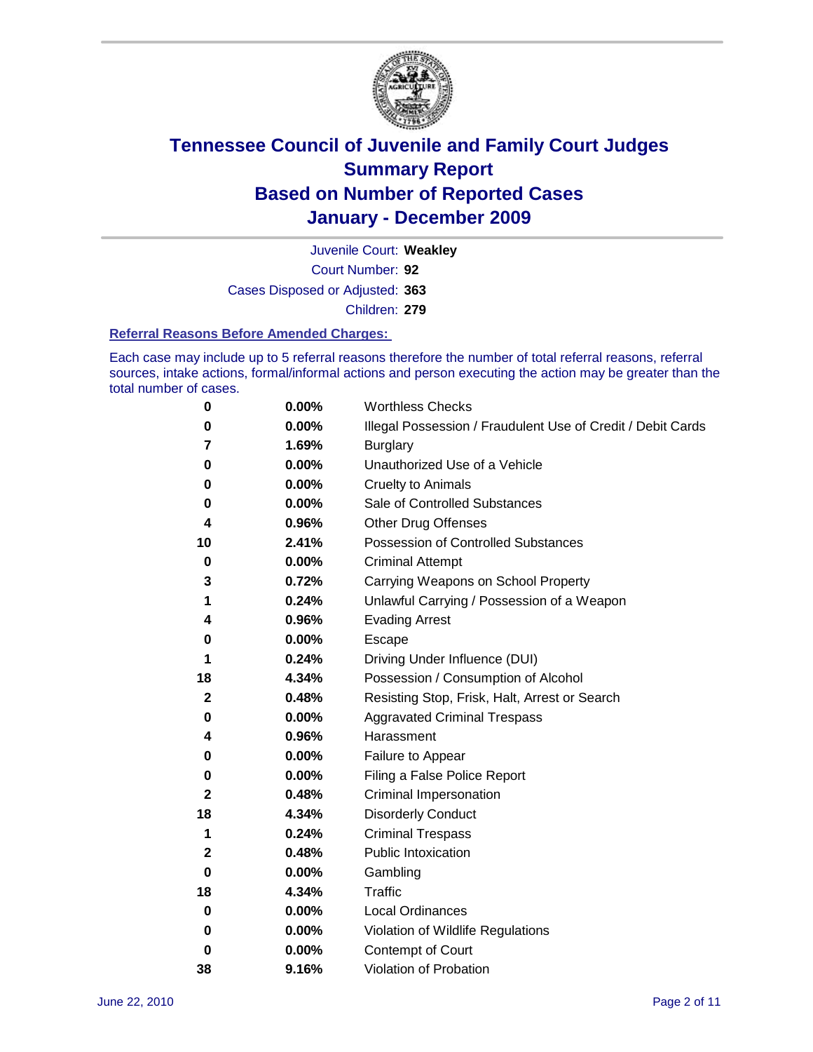# Tennessee Council of Juvenile and Family Court Judges
## Summary Report
## Based on Number of Reported Cases
## January - December 2009

Juvenile Court: **Weakley**
Court Number: **92**
Cases Disposed or Adjusted: **363**
Children: **279**

### Referral Reasons Before Amended Charges:

Each case may include up to 5 referral reasons therefore the number of total referral reasons, referral sources, intake actions, formal/informal actions and person executing the action may be greater than the total number of cases.

| Count | Percent | Referral Reason |
|---|---|---|
| 0 | 0.00% | Worthless Checks |
| 0 | 0.00% | Illegal Possession / Fraudulent Use of Credit / Debit Cards |
| 7 | 1.69% | Burglary |
| 0 | 0.00% | Unauthorized Use of a Vehicle |
| 0 | 0.00% | Cruelty to Animals |
| 0 | 0.00% | Sale of Controlled Substances |
| 4 | 0.96% | Other Drug Offenses |
| 10 | 2.41% | Possession of Controlled Substances |
| 0 | 0.00% | Criminal Attempt |
| 3 | 0.72% | Carrying Weapons on School Property |
| 1 | 0.24% | Unlawful Carrying / Possession of a Weapon |
| 4 | 0.96% | Evading Arrest |
| 0 | 0.00% | Escape |
| 1 | 0.24% | Driving Under Influence (DUI) |
| 18 | 4.34% | Possession / Consumption of Alcohol |
| 2 | 0.48% | Resisting Stop, Frisk, Halt, Arrest or Search |
| 0 | 0.00% | Aggravated Criminal Trespass |
| 4 | 0.96% | Harassment |
| 0 | 0.00% | Failure to Appear |
| 0 | 0.00% | Filing a False Police Report |
| 2 | 0.48% | Criminal Impersonation |
| 18 | 4.34% | Disorderly Conduct |
| 1 | 0.24% | Criminal Trespass |
| 2 | 0.48% | Public Intoxication |
| 0 | 0.00% | Gambling |
| 18 | 4.34% | Traffic |
| 0 | 0.00% | Local Ordinances |
| 0 | 0.00% | Violation of Wildlife Regulations |
| 0 | 0.00% | Contempt of Court |
| 38 | 9.16% | Violation of Probation |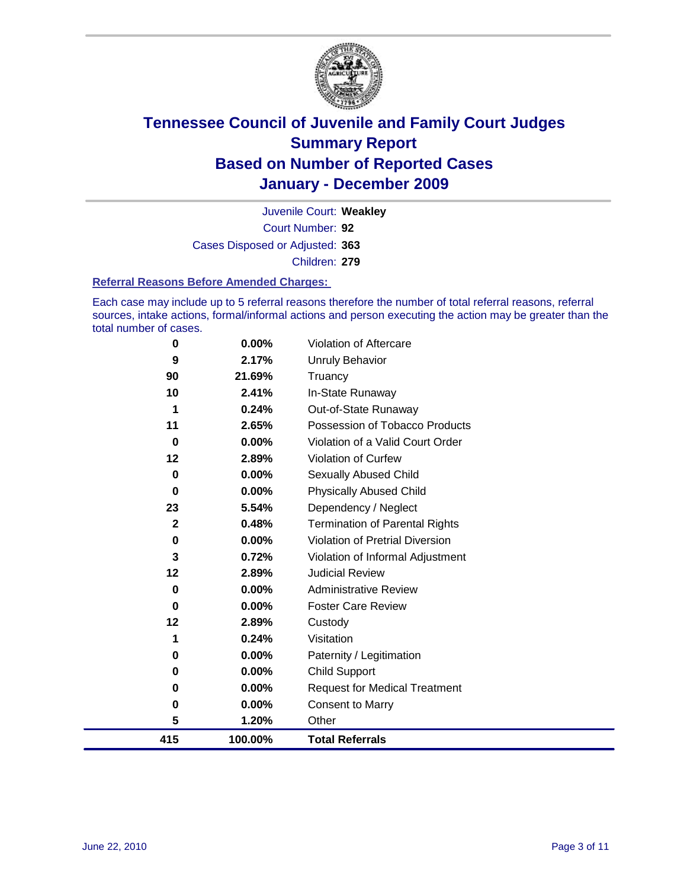# Tennessee Council of Juvenile and Family Court Judges
## Summary Report
## Based on Number of Reported Cases
## January - December 2009

Juvenile Court: **Weakley**
Court Number: **92**
Cases Disposed or Adjusted: **363**
Children: **279**

### Referral Reasons Before Amended Charges:

Each case may include up to 5 referral reasons therefore the number of total referral reasons, referral sources, intake actions, formal/informal actions and person executing the action may be greater than the total number of cases.

| Count | Percent | Referral Reason |
|---|---|---|
| 0 | 0.00% | Violation of Aftercare |
| 9 | 2.17% | Unruly Behavior |
| 90 | 21.69% | Truancy |
| 10 | 2.41% | In-State Runaway |
| 1 | 0.24% | Out-of-State Runaway |
| 11 | 2.65% | Possession of Tobacco Products |
| 0 | 0.00% | Violation of a Valid Court Order |
| 12 | 2.89% | Violation of Curfew |
| 0 | 0.00% | Sexually Abused Child |
| 0 | 0.00% | Physically Abused Child |
| 23 | 5.54% | Dependency / Neglect |
| 2 | 0.48% | Termination of Parental Rights |
| 0 | 0.00% | Violation of Pretrial Diversion |
| 3 | 0.72% | Violation of Informal Adjustment |
| 12 | 2.89% | Judicial Review |
| 0 | 0.00% | Administrative Review |
| 0 | 0.00% | Foster Care Review |
| 12 | 2.89% | Custody |
| 1 | 0.24% | Visitation |
| 0 | 0.00% | Paternity / Legitimation |
| 0 | 0.00% | Child Support |
| 0 | 0.00% | Request for Medical Treatment |
| 0 | 0.00% | Consent to Marry |
| 5 | 1.20% | Other |
| **415** | **100.00%** | **Total Referrals** |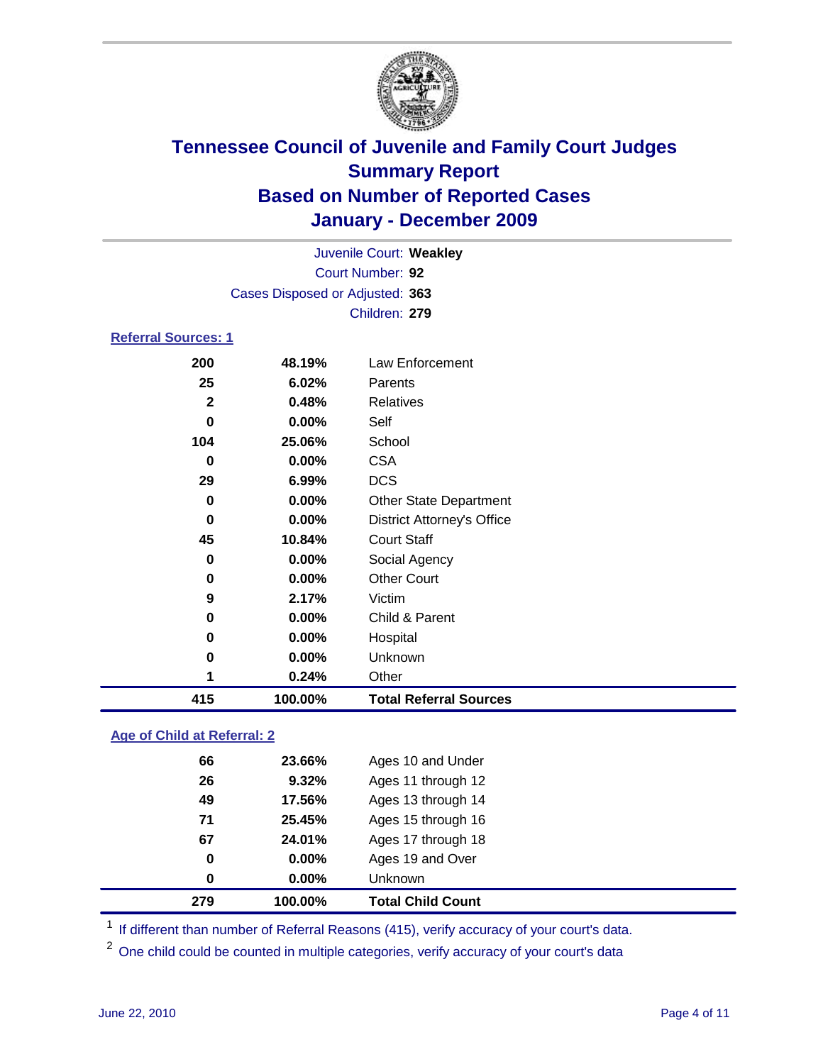# Tennessee Council of Juvenile and Family Court Judges
## Summary Report
## Based on Number of Reported Cases
## January - December 2009

Juvenile Court: **Weakley**
Court Number: **92**
Cases Disposed or Adjusted: **363**
Children: **279**

### Referral Sources: 1

| Count | Percent | Source |
|---|---|---|
| 200 | 48.19% | Law Enforcement |
| 25 | 6.02% | Parents |
| 2 | 0.48% | Relatives |
| 0 | 0.00% | Self |
| 104 | 25.06% | School |
| 0 | 0.00% | CSA |
| 29 | 6.99% | DCS |
| 0 | 0.00% | Other State Department |
| 0 | 0.00% | District Attorney's Office |
| 45 | 10.84% | Court Staff |
| 0 | 0.00% | Social Agency |
| 0 | 0.00% | Other Court |
| 9 | 2.17% | Victim |
| 0 | 0.00% | Child & Parent |
| 0 | 0.00% | Hospital |
| 0 | 0.00% | Unknown |
| 1 | 0.24% | Other |
| **415** | **100.00%** | **Total Referral Sources** |

### Age of Child at Referral: 2

| Count | Percent | Age |
|---|---|---|
| 66 | 23.66% | Ages 10 and Under |
| 26 | 9.32% | Ages 11 through 12 |
| 49 | 17.56% | Ages 13 through 14 |
| 71 | 25.45% | Ages 15 through 16 |
| 67 | 24.01% | Ages 17 through 18 |
| 0 | 0.00% | Ages 19 and Over |
| 0 | 0.00% | Unknown |
| **279** | **100.00%** | **Total Child Count** |

[1] If different than number of Referral Reasons (415), verify accuracy of your court's data.

[2] One child could be counted in multiple categories, verify accuracy of your court's data

June 22, 2010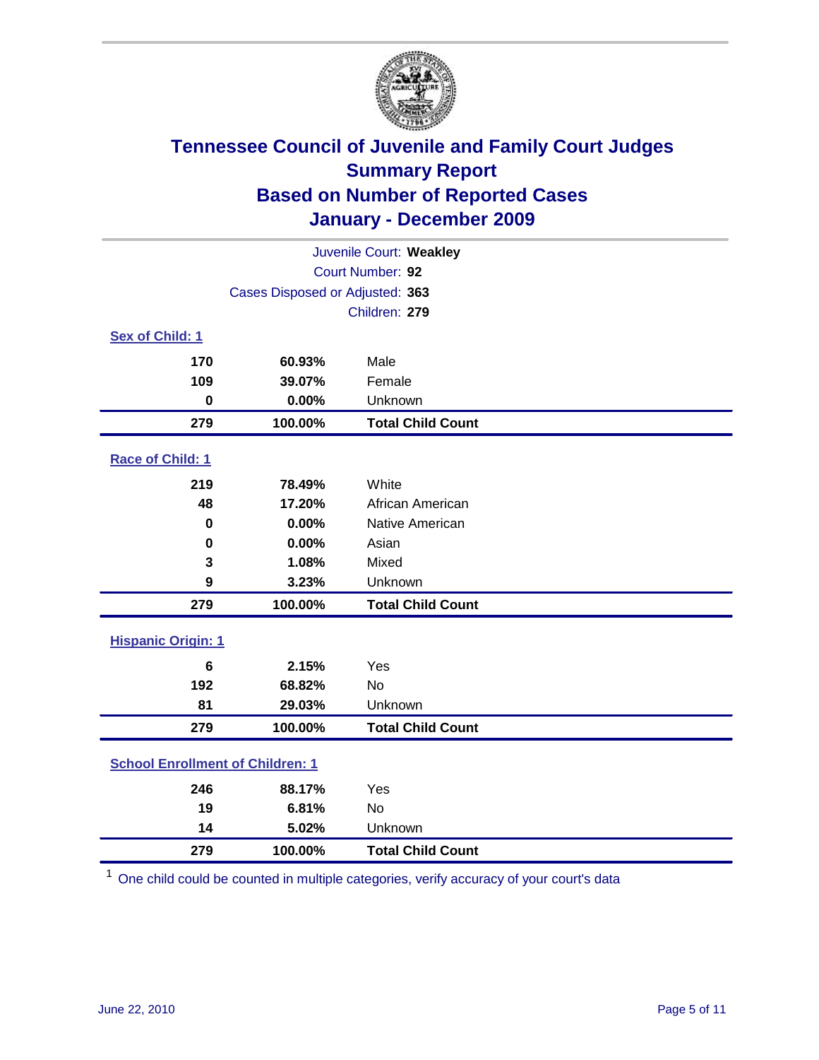# Tennessee Council of Juvenile and Family Court Judges
## Summary Report
## Based on Number of Reported Cases
## January - December 2009

Juvenile Court: **Weakley**
Court Number: **92**
Cases Disposed or Adjusted: **363**
Children: **279**

### Sex of Child: 1

| Count | Percent | Category |
|---|---|---|
| 170 | 60.93% | Male |
| 109 | 39.07% | Female |
| 0 | 0.00% | Unknown |
| **279** | **100.00%** | **Total Child Count** |

### Race of Child: 1

| Count | Percent | Category |
|---|---|---|
| 219 | 78.49% | White |
| 48 | 17.20% | African American |
| 0 | 0.00% | Native American |
| 0 | 0.00% | Asian |
| 3 | 1.08% | Mixed |
| 9 | 3.23% | Unknown |
| **279** | **100.00%** | **Total Child Count** |

### Hispanic Origin: 1

| Count | Percent | Category |
|---|---|---|
| 6 | 2.15% | Yes |
| 192 | 68.82% | No |
| 81 | 29.03% | Unknown |
| **279** | **100.00%** | **Total Child Count** |

### School Enrollment of Children: 1

| Count | Percent | Category |
|---|---|---|
| 246 | 88.17% | Yes |
| 19 | 6.81% | No |
| 14 | 5.02% | Unknown |
| **279** | **100.00%** | **Total Child Count** |

[1] One child could be counted in multiple categories, verify accuracy of your court's data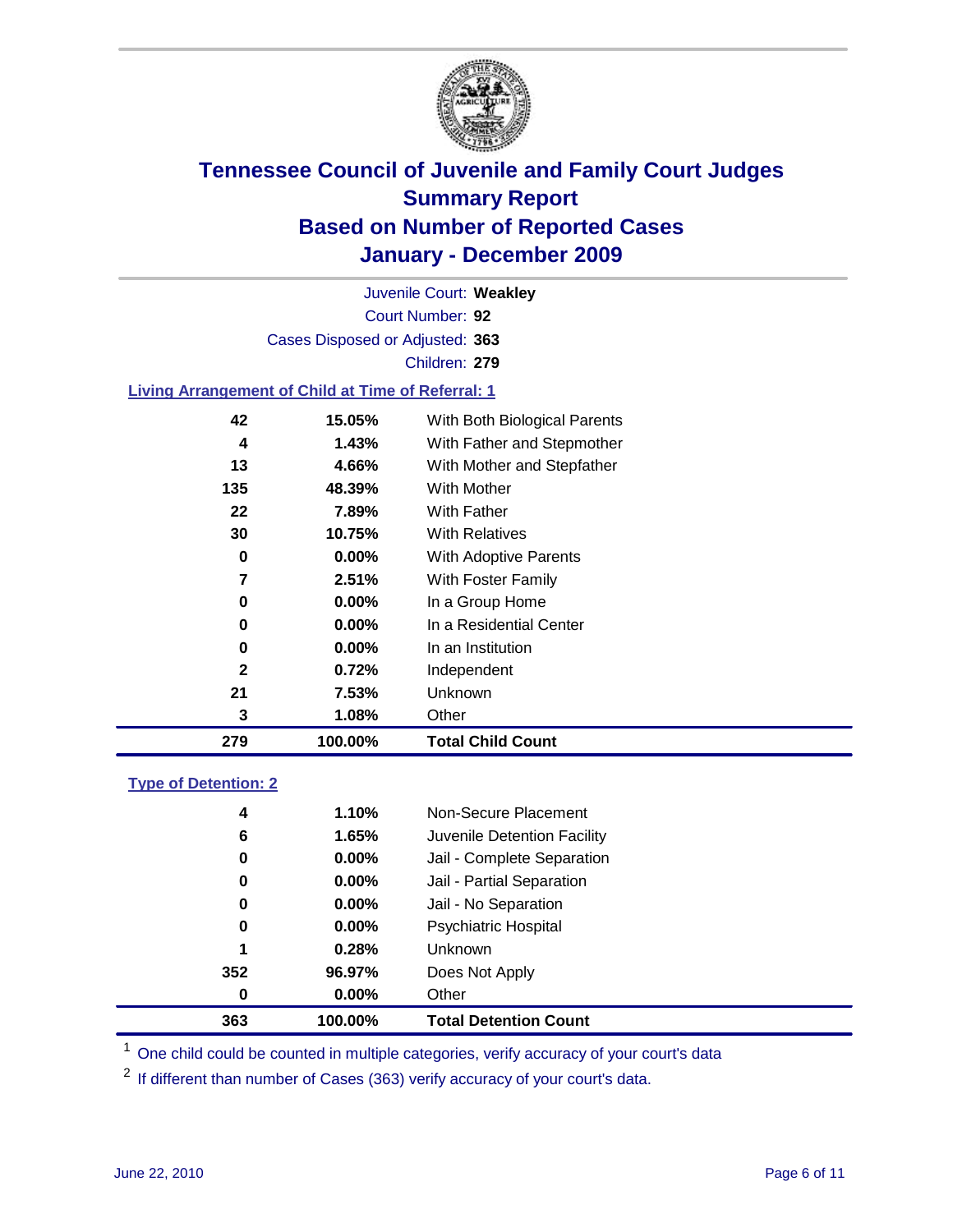# Tennessee Council of Juvenile and Family Court Judges
## Summary Report
## Based on Number of Reported Cases
## January - December 2009

Juvenile Court: **Weakley**

Court Number: **92**

Cases Disposed or Adjusted: **363**

Children: **279**

### Living Arrangement of Child at Time of Referral: 1

| | | |
|---|---|---|
| 42 | 15.05% | With Both Biological Parents |
| 4 | 1.43% | With Father and Stepmother |
| 13 | 4.66% | With Mother and Stepfather |
| 135 | 48.39% | With Mother |
| 22 | 7.89% | With Father |
| 30 | 10.75% | With Relatives |
| 0 | 0.00% | With Adoptive Parents |
| 7 | 2.51% | With Foster Family |
| 0 | 0.00% | In a Group Home |
| 0 | 0.00% | In a Residential Center |
| 0 | 0.00% | In an Institution |
| 2 | 0.72% | Independent |
| 21 | 7.53% | Unknown |
| 3 | 1.08% | Other |
| **279** | **100.00%** | **Total Child Count** |

### Type of Detention: 2

| | | |
|---|---|---|
| 4 | 1.10% | Non-Secure Placement |
| 6 | 1.65% | Juvenile Detention Facility |
| 0 | 0.00% | Jail - Complete Separation |
| 0 | 0.00% | Jail - Partial Separation |
| 0 | 0.00% | Jail - No Separation |
| 0 | 0.00% | Psychiatric Hospital |
| 1 | 0.28% | Unknown |
| 352 | 96.97% | Does Not Apply |
| 0 | 0.00% | Other |
| **363** | **100.00%** | **Total Detention Count** |

[1] One child could be counted in multiple categories, verify accuracy of your court's data

[2] If different than number of Cases (363) verify accuracy of your court's data.

June 22, 2010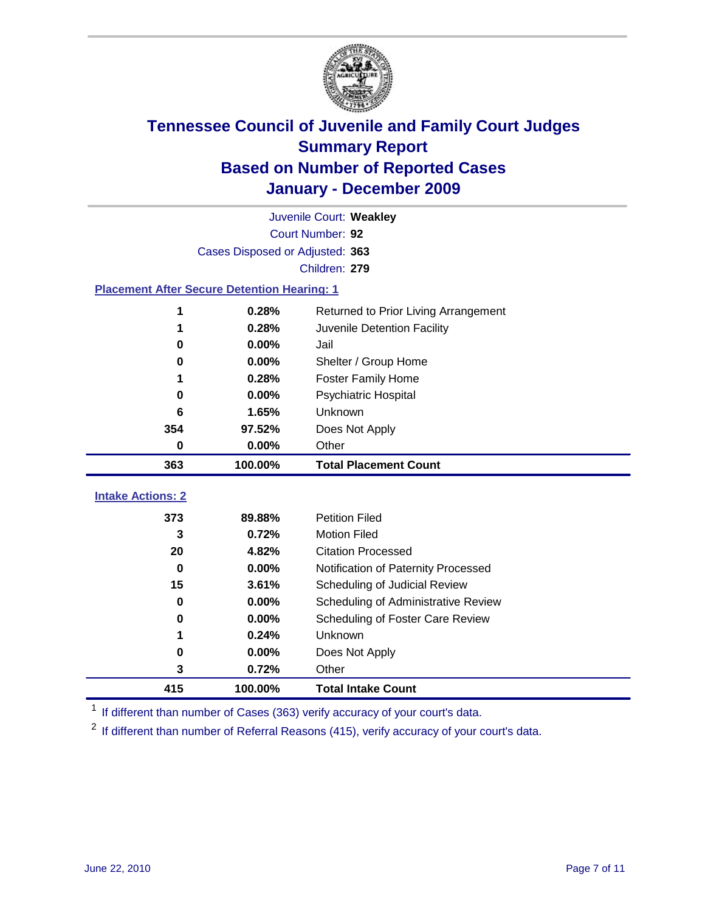# Tennessee Council of Juvenile and Family Court Judges
## Summary Report
## Based on Number of Reported Cases
## January - December 2009

Juvenile Court: **Weakley**

Court Number: **92**

Cases Disposed or Adjusted: **363**

Children: **279**

### Placement After Secure Detention Hearing: 1

| Count | Percent | Placement |
|---|---|---|
| 1 | 0.28% | Returned to Prior Living Arrangement |
| 1 | 0.28% | Juvenile Detention Facility |
| 0 | 0.00% | Jail |
| 0 | 0.00% | Shelter / Group Home |
| 1 | 0.28% | Foster Family Home |
| 0 | 0.00% | Psychiatric Hospital |
| 6 | 1.65% | Unknown |
| 354 | 97.52% | Does Not Apply |
| 0 | 0.00% | Other |
| **363** | **100.00%** | **Total Placement Count** |

### Intake Actions: 2

| Count | Percent | Intake Action |
|---|---|---|
| 373 | 89.88% | Petition Filed |
| 3 | 0.72% | Motion Filed |
| 20 | 4.82% | Citation Processed |
| 0 | 0.00% | Notification of Paternity Processed |
| 15 | 3.61% | Scheduling of Judicial Review |
| 0 | 0.00% | Scheduling of Administrative Review |
| 0 | 0.00% | Scheduling of Foster Care Review |
| 1 | 0.24% | Unknown |
| 0 | 0.00% | Does Not Apply |
| 3 | 0.72% | Other |
| **415** | **100.00%** | **Total Intake Count** |

[1] If different than number of Cases (363) verify accuracy of your court's data.

[2] If different than number of Referral Reasons (415), verify accuracy of your court's data.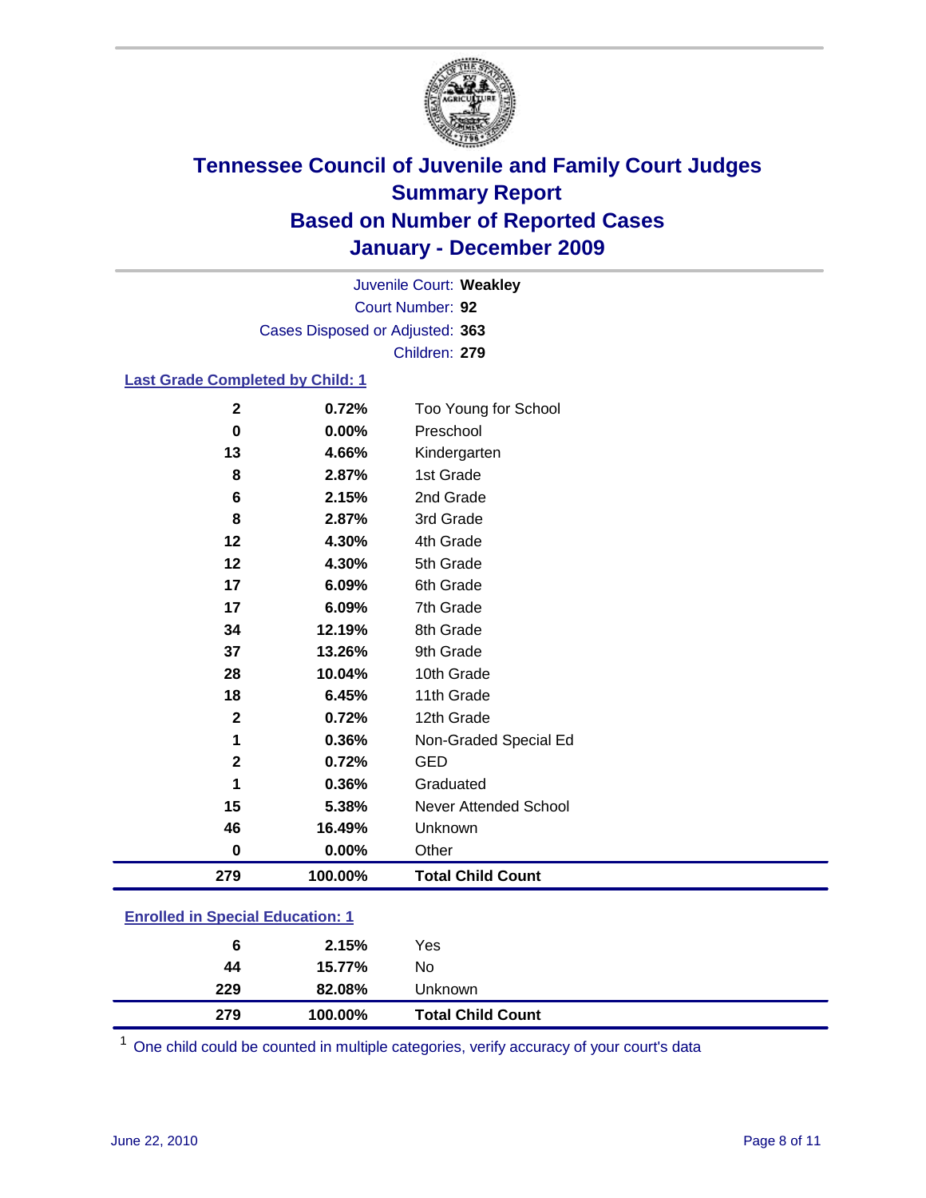# Tennessee Council of Juvenile and Family Court Judges
## Summary Report
## Based on Number of Reported Cases
## January - December 2009

Juvenile Court: **Weakley**

Court Number: **92**

Cases Disposed or Adjusted: **363**

Children: **279**

### Last Grade Completed by Child: 1

| | | |
|---|---|---|
| 2 | 0.72% | Too Young for School |
| 0 | 0.00% | Preschool |
| 13 | 4.66% | Kindergarten |
| 8 | 2.87% | 1st Grade |
| 6 | 2.15% | 2nd Grade |
| 8 | 2.87% | 3rd Grade |
| 12 | 4.30% | 4th Grade |
| 12 | 4.30% | 5th Grade |
| 17 | 6.09% | 6th Grade |
| 17 | 6.09% | 7th Grade |
| 34 | 12.19% | 8th Grade |
| 37 | 13.26% | 9th Grade |
| 28 | 10.04% | 10th Grade |
| 18 | 6.45% | 11th Grade |
| 2 | 0.72% | 12th Grade |
| 1 | 0.36% | Non-Graded Special Ed |
| 2 | 0.72% | GED |
| 1 | 0.36% | Graduated |
| 15 | 5.38% | Never Attended School |
| 46 | 16.49% | Unknown |
| 0 | 0.00% | Other |
| **279** | **100.00%** | **Total Child Count** |

### Enrolled in Special Education: 1

| | | |
|---|---|---|
| 6 | 2.15% | Yes |
| 44 | 15.77% | No |
| 229 | 82.08% | Unknown |
| **279** | **100.00%** | **Total Child Count** |

[1] One child could be counted in multiple categories, verify accuracy of your court's data

June 22, 2010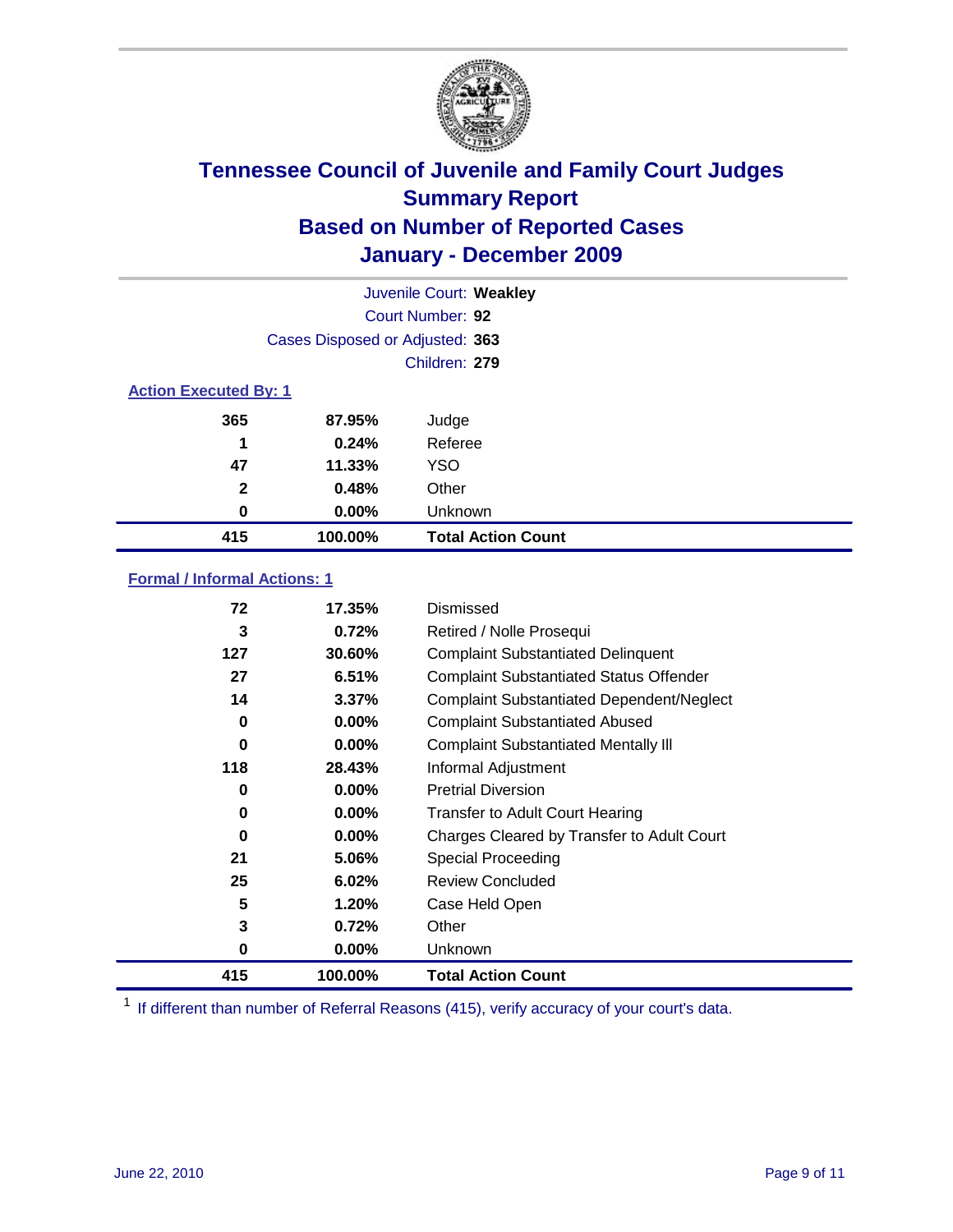# Tennessee Council of Juvenile and Family Court Judges
## Summary Report
## Based on Number of Reported Cases
## January - December 2009

Juvenile Court: **Weakley**

Court Number: **92**

Cases Disposed or Adjusted: **363**

Children: **279**

### Action Executed By: 1

| | | |
|---|---|---|
| 365 | 87.95% | Judge |
| 1 | 0.24% | Referee |
| 47 | 11.33% | YSO |
| 2 | 0.48% | Other |
| 0 | 0.00% | Unknown |
| **415** | **100.00%** | **Total Action Count** |

### Formal / Informal Actions: 1

| | | |
|---|---|---|
| 72 | 17.35% | Dismissed |
| 3 | 0.72% | Retired / Nolle Prosequi |
| 127 | 30.60% | Complaint Substantiated Delinquent |
| 27 | 6.51% | Complaint Substantiated Status Offender |
| 14 | 3.37% | Complaint Substantiated Dependent/Neglect |
| 0 | 0.00% | Complaint Substantiated Abused |
| 0 | 0.00% | Complaint Substantiated Mentally Ill |
| 118 | 28.43% | Informal Adjustment |
| 0 | 0.00% | Pretrial Diversion |
| 0 | 0.00% | Transfer to Adult Court Hearing |
| 0 | 0.00% | Charges Cleared by Transfer to Adult Court |
| 21 | 5.06% | Special Proceeding |
| 25 | 6.02% | Review Concluded |
| 5 | 1.20% | Case Held Open |
| 3 | 0.72% | Other |
| 0 | 0.00% | Unknown |
| **415** | **100.00%** | **Total Action Count** |

[1] If different than number of Referral Reasons (415), verify accuracy of your court's data.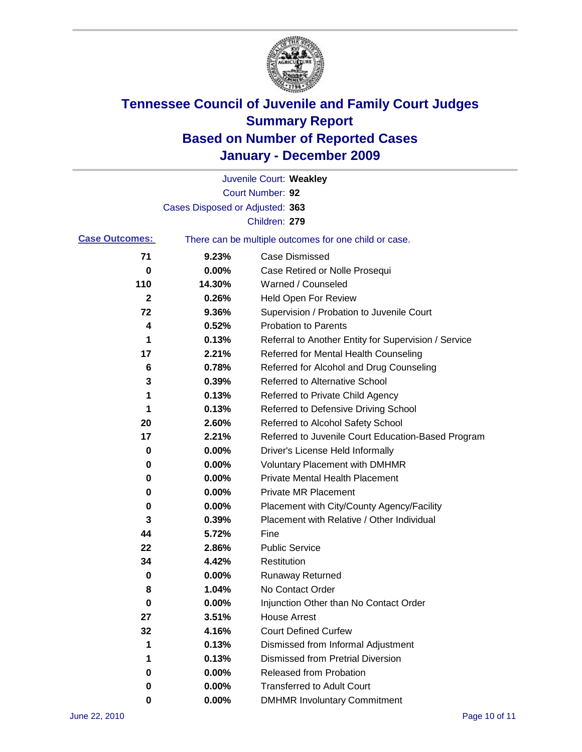# Tennessee Council of Juvenile and Family Court Judges
## Summary Report
## Based on Number of Reported Cases
## January - December 2009

Juvenile Court: **Weakley**
Court Number: **92**
Cases Disposed or Adjusted: **363**
Children: **279**

**Case Outcomes:** There can be multiple outcomes for one child or case.

| Count | Percent | Outcome |
|---|---|---|
| 71 | 9.23% | Case Dismissed |
| 0 | 0.00% | Case Retired or Nolle Prosequi |
| 110 | 14.30% | Warned / Counseled |
| 2 | 0.26% | Held Open For Review |
| 72 | 9.36% | Supervision / Probation to Juvenile Court |
| 4 | 0.52% | Probation to Parents |
| 1 | 0.13% | Referral to Another Entity for Supervision / Service |
| 17 | 2.21% | Referred for Mental Health Counseling |
| 6 | 0.78% | Referred for Alcohol and Drug Counseling |
| 3 | 0.39% | Referred to Alternative School |
| 1 | 0.13% | Referred to Private Child Agency |
| 1 | 0.13% | Referred to Defensive Driving School |
| 20 | 2.60% | Referred to Alcohol Safety School |
| 17 | 2.21% | Referred to Juvenile Court Education-Based Program |
| 0 | 0.00% | Driver's License Held Informally |
| 0 | 0.00% | Voluntary Placement with DMHMR |
| 0 | 0.00% | Private Mental Health Placement |
| 0 | 0.00% | Private MR Placement |
| 0 | 0.00% | Placement with City/County Agency/Facility |
| 3 | 0.39% | Placement with Relative / Other Individual |
| 44 | 5.72% | Fine |
| 22 | 2.86% | Public Service |
| 34 | 4.42% | Restitution |
| 0 | 0.00% | Runaway Returned |
| 8 | 1.04% | No Contact Order |
| 0 | 0.00% | Injunction Other than No Contact Order |
| 27 | 3.51% | House Arrest |
| 32 | 4.16% | Court Defined Curfew |
| 1 | 0.13% | Dismissed from Informal Adjustment |
| 1 | 0.13% | Dismissed from Pretrial Diversion |
| 0 | 0.00% | Released from Probation |
| 0 | 0.00% | Transferred to Adult Court |
| 0 | 0.00% | DMHMR Involuntary Commitment |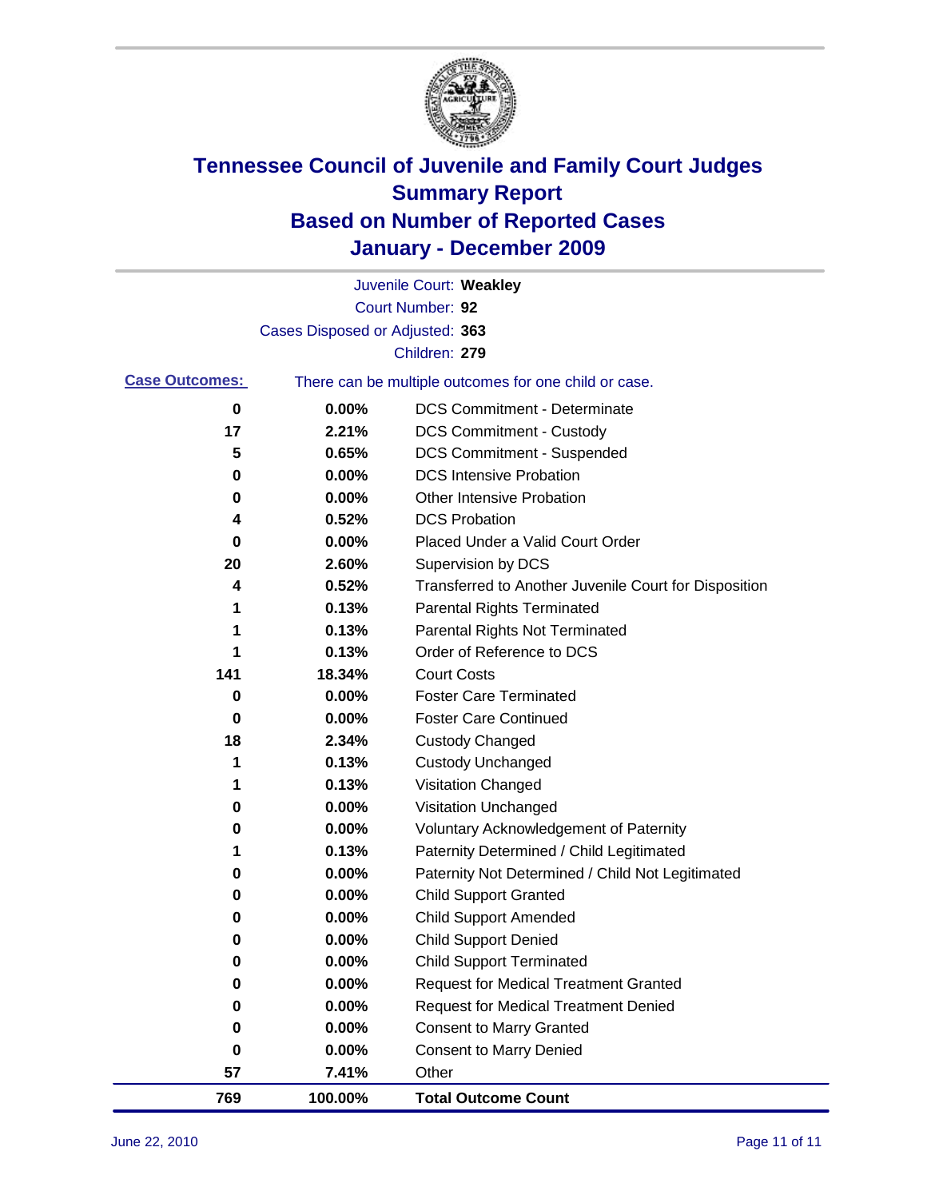# Tennessee Council of Juvenile and Family Court Judges
## Summary Report
## Based on Number of Reported Cases
## January - December 2009

Juvenile Court: **Weakley**

Court Number: **92**

Cases Disposed or Adjusted: **363**

Children: **279**

**Case Outcomes:** There can be multiple outcomes for one child or case.

| | | |
|---|---|---|
| 0 | 0.00% | DCS Commitment - Determinate |
| 17 | 2.21% | DCS Commitment - Custody |
| 5 | 0.65% | DCS Commitment - Suspended |
| 0 | 0.00% | DCS Intensive Probation |
| 0 | 0.00% | Other Intensive Probation |
| 4 | 0.52% | DCS Probation |
| 0 | 0.00% | Placed Under a Valid Court Order |
| 20 | 2.60% | Supervision by DCS |
| 4 | 0.52% | Transferred to Another Juvenile Court for Disposition |
| 1 | 0.13% | Parental Rights Terminated |
| 1 | 0.13% | Parental Rights Not Terminated |
| 1 | 0.13% | Order of Reference to DCS |
| 141 | 18.34% | Court Costs |
| 0 | 0.00% | Foster Care Terminated |
| 0 | 0.00% | Foster Care Continued |
| 18 | 2.34% | Custody Changed |
| 1 | 0.13% | Custody Unchanged |
| 1 | 0.13% | Visitation Changed |
| 0 | 0.00% | Visitation Unchanged |
| 0 | 0.00% | Voluntary Acknowledgement of Paternity |
| 1 | 0.13% | Paternity Determined / Child Legitimated |
| 0 | 0.00% | Paternity Not Determined / Child Not Legitimated |
| 0 | 0.00% | Child Support Granted |
| 0 | 0.00% | Child Support Amended |
| 0 | 0.00% | Child Support Denied |
| 0 | 0.00% | Child Support Terminated |
| 0 | 0.00% | Request for Medical Treatment Granted |
| 0 | 0.00% | Request for Medical Treatment Denied |
| 0 | 0.00% | Consent to Marry Granted |
| 0 | 0.00% | Consent to Marry Denied |
| 57 | 7.41% | Other |
| **769** | **100.00%** | **Total Outcome Count** |

June 22, 2010